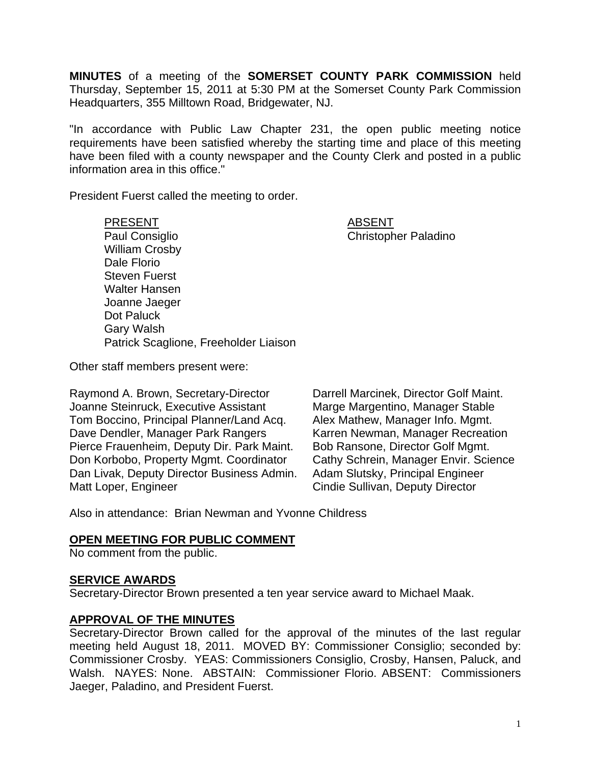**MINUTES** of a meeting of the **SOMERSET COUNTY PARK COMMISSION** held Thursday, September 15, 2011 at 5:30 PM at the Somerset County Park Commission Headquarters, 355 Milltown Road, Bridgewater, NJ.

"In accordance with Public Law Chapter 231, the open public meeting notice requirements have been satisfied whereby the starting time and place of this meeting have been filed with a county newspaper and the County Clerk and posted in a public information area in this office."

President Fuerst called the meeting to order.

| PRESENT | ABSENT |
|---|---|
| Paul Consiglio | Christopher Paladino |
| William Crosby | |
| Dale Florio | |
| Steven Fuerst | |
| Walter Hansen | |
| Joanne Jaeger | |
| Dot Paluck | |
| Gary Walsh | |
| Patrick Scaglione, Freeholder Liaison | |

Other staff members present were:

Raymond A. Brown, Secretary-Director
Joanne Steinruck, Executive Assistant
Tom Boccino, Principal Planner/Land Acq.
Dave Dendler, Manager Park Rangers
Pierce Frauenheim, Deputy Dir. Park Maint.
Don Korbobo, Property Mgmt. Coordinator
Dan Livak, Deputy Director Business Admin.
Matt Loper, Engineer
Darrell Marcinek, Director Golf Maint.
Marge Margentino, Manager Stable
Alex Mathew, Manager Info. Mgmt.
Karren Newman, Manager Recreation
Bob Ransone, Director Golf Mgmt.
Cathy Schrein, Manager Envir. Science
Adam Slutsky, Principal Engineer
Cindie Sullivan, Deputy Director

Also in attendance: Brian Newman and Yvonne Childress

## OPEN MEETING FOR PUBLIC COMMENT

No comment from the public.

## SERVICE AWARDS

Secretary-Director Brown presented a ten year service award to Michael Maak.

## APPROVAL OF THE MINUTES

Secretary-Director Brown called for the approval of the minutes of the last regular meeting held August 18, 2011. MOVED BY: Commissioner Consiglio; seconded by: Commissioner Crosby. YEAS: Commissioners Consiglio, Crosby, Hansen, Paluck, and Walsh. NAYES: None. ABSTAIN: Commissioner Florio. ABSENT: Commissioners Jaeger, Paladino, and President Fuerst.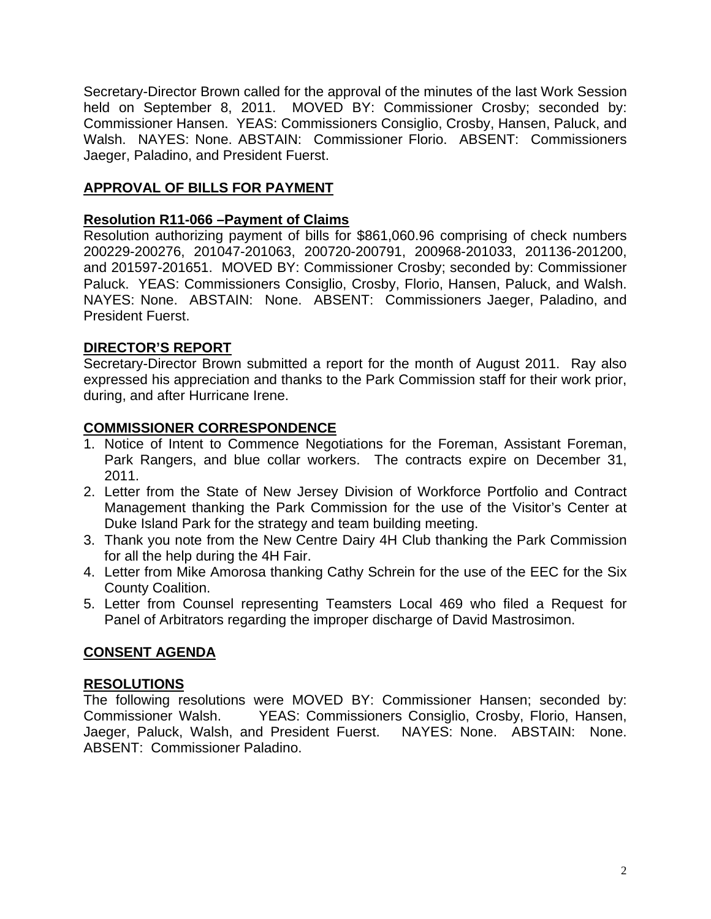Secretary-Director Brown called for the approval of the minutes of the last Work Session held on September 8, 2011. MOVED BY: Commissioner Crosby; seconded by: Commissioner Hansen. YEAS: Commissioners Consiglio, Crosby, Hansen, Paluck, and Walsh. NAYES: None. ABSTAIN: Commissioner Florio. ABSENT: Commissioners Jaeger, Paladino, and President Fuerst.

## APPROVAL OF BILLS FOR PAYMENT

### Resolution R11-066 –Payment of Claims

Resolution authorizing payment of bills for $861,060.96 comprising of check numbers 200229-200276, 201047-201063, 200720-200791, 200968-201033, 201136-201200, and 201597-201651. MOVED BY: Commissioner Crosby; seconded by: Commissioner Paluck. YEAS: Commissioners Consiglio, Crosby, Florio, Hansen, Paluck, and Walsh. NAYES: None. ABSTAIN: None. ABSENT: Commissioners Jaeger, Paladino, and President Fuerst.

## DIRECTOR'S REPORT

Secretary-Director Brown submitted a report for the month of August 2011. Ray also expressed his appreciation and thanks to the Park Commission staff for their work prior, during, and after Hurricane Irene.

## COMMISSIONER CORRESPONDENCE

1. Notice of Intent to Commence Negotiations for the Foreman, Assistant Foreman, Park Rangers, and blue collar workers. The contracts expire on December 31, 2011.
2. Letter from the State of New Jersey Division of Workforce Portfolio and Contract Management thanking the Park Commission for the use of the Visitor's Center at Duke Island Park for the strategy and team building meeting.
3. Thank you note from the New Centre Dairy 4H Club thanking the Park Commission for all the help during the 4H Fair.
4. Letter from Mike Amorosa thanking Cathy Schrein for the use of the EEC for the Six County Coalition.
5. Letter from Counsel representing Teamsters Local 469 who filed a Request for Panel of Arbitrators regarding the improper discharge of David Mastrosimon.

## CONSENT AGENDA

### RESOLUTIONS

The following resolutions were MOVED BY: Commissioner Hansen; seconded by: Commissioner Walsh. YEAS: Commissioners Consiglio, Crosby, Florio, Hansen, Jaeger, Paluck, Walsh, and President Fuerst. NAYES: None. ABSTAIN: None. ABSENT: Commissioner Paladino.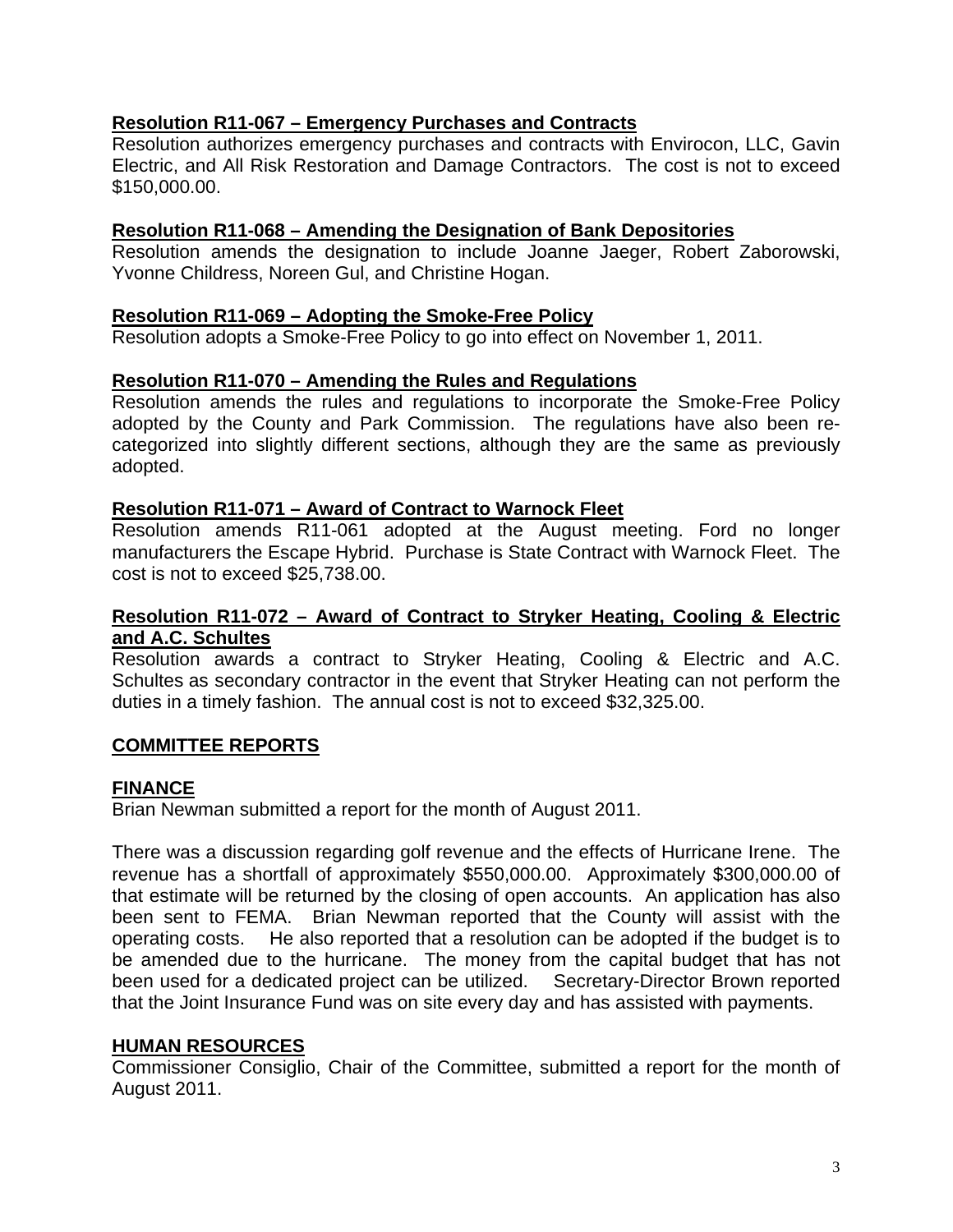**Resolution R11-067 – Emergency Purchases and Contracts**
Resolution authorizes emergency purchases and contracts with Envirocon, LLC, Gavin Electric, and All Risk Restoration and Damage Contractors. The cost is not to exceed $150,000.00.

**Resolution R11-068 – Amending the Designation of Bank Depositories**
Resolution amends the designation to include Joanne Jaeger, Robert Zaborowski, Yvonne Childress, Noreen Gul, and Christine Hogan.

**Resolution R11-069 – Adopting the Smoke-Free Policy**
Resolution adopts a Smoke-Free Policy to go into effect on November 1, 2011.

**Resolution R11-070 – Amending the Rules and Regulations**
Resolution amends the rules and regulations to incorporate the Smoke-Free Policy adopted by the County and Park Commission. The regulations have also been re-categorized into slightly different sections, although they are the same as previously adopted.

**Resolution R11-071 – Award of Contract to Warnock Fleet**
Resolution amends R11-061 adopted at the August meeting. Ford no longer manufacturers the Escape Hybrid. Purchase is State Contract with Warnock Fleet. The cost is not to exceed $25,738.00.

**Resolution R11-072 – Award of Contract to Stryker Heating, Cooling & Electric and A.C. Schultes**
Resolution awards a contract to Stryker Heating, Cooling & Electric and A.C. Schultes as secondary contractor in the event that Stryker Heating can not perform the duties in a timely fashion. The annual cost is not to exceed $32,325.00.

## COMMITTEE REPORTS

### FINANCE
Brian Newman submitted a report for the month of August 2011.

There was a discussion regarding golf revenue and the effects of Hurricane Irene. The revenue has a shortfall of approximately $550,000.00. Approximately $300,000.00 of that estimate will be returned by the closing of open accounts. An application has also been sent to FEMA. Brian Newman reported that the County will assist with the operating costs. He also reported that a resolution can be adopted if the budget is to be amended due to the hurricane. The money from the capital budget that has not been used for a dedicated project can be utilized. Secretary-Director Brown reported that the Joint Insurance Fund was on site every day and has assisted with payments.

### HUMAN RESOURCES
Commissioner Consiglio, Chair of the Committee, submitted a report for the month of August 2011.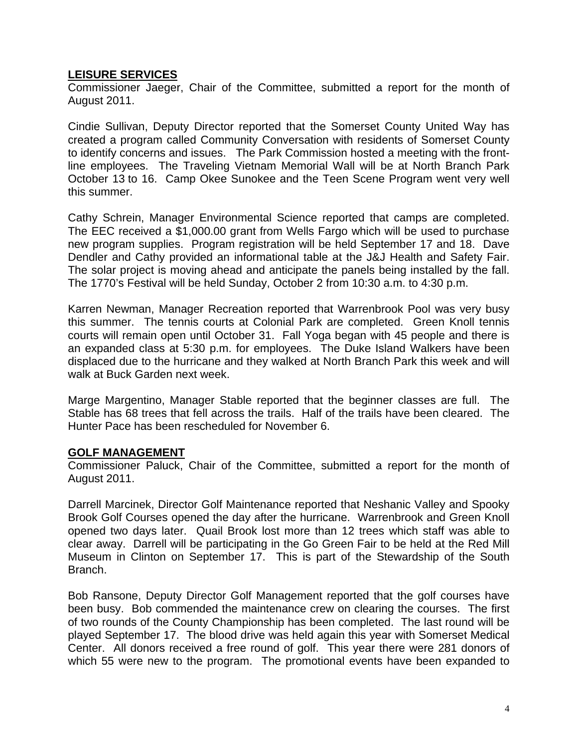## LEISURE SERVICES

Commissioner Jaeger, Chair of the Committee, submitted a report for the month of August 2011.

Cindie Sullivan, Deputy Director reported that the Somerset County United Way has created a program called Community Conversation with residents of Somerset County to identify concerns and issues. The Park Commission hosted a meeting with the front-line employees. The Traveling Vietnam Memorial Wall will be at North Branch Park October 13 to 16. Camp Okee Sunokee and the Teen Scene Program went very well this summer.

Cathy Schrein, Manager Environmental Science reported that camps are completed. The EEC received a $1,000.00 grant from Wells Fargo which will be used to purchase new program supplies. Program registration will be held September 17 and 18. Dave Dendler and Cathy provided an informational table at the J&J Health and Safety Fair. The solar project is moving ahead and anticipate the panels being installed by the fall. The 1770's Festival will be held Sunday, October 2 from 10:30 a.m. to 4:30 p.m.

Karren Newman, Manager Recreation reported that Warrenbrook Pool was very busy this summer. The tennis courts at Colonial Park are completed. Green Knoll tennis courts will remain open until October 31. Fall Yoga began with 45 people and there is an expanded class at 5:30 p.m. for employees. The Duke Island Walkers have been displaced due to the hurricane and they walked at North Branch Park this week and will walk at Buck Garden next week.

Marge Margentino, Manager Stable reported that the beginner classes are full. The Stable has 68 trees that fell across the trails. Half of the trails have been cleared. The Hunter Pace has been rescheduled for November 6.

## GOLF MANAGEMENT

Commissioner Paluck, Chair of the Committee, submitted a report for the month of August 2011.

Darrell Marcinek, Director Golf Maintenance reported that Neshanic Valley and Spooky Brook Golf Courses opened the day after the hurricane. Warrenbrook and Green Knoll opened two days later. Quail Brook lost more than 12 trees which staff was able to clear away. Darrell will be participating in the Go Green Fair to be held at the Red Mill Museum in Clinton on September 17. This is part of the Stewardship of the South Branch.

Bob Ransone, Deputy Director Golf Management reported that the golf courses have been busy. Bob commended the maintenance crew on clearing the courses. The first of two rounds of the County Championship has been completed. The last round will be played September 17. The blood drive was held again this year with Somerset Medical Center. All donors received a free round of golf. This year there were 281 donors of which 55 were new to the program. The promotional events have been expanded to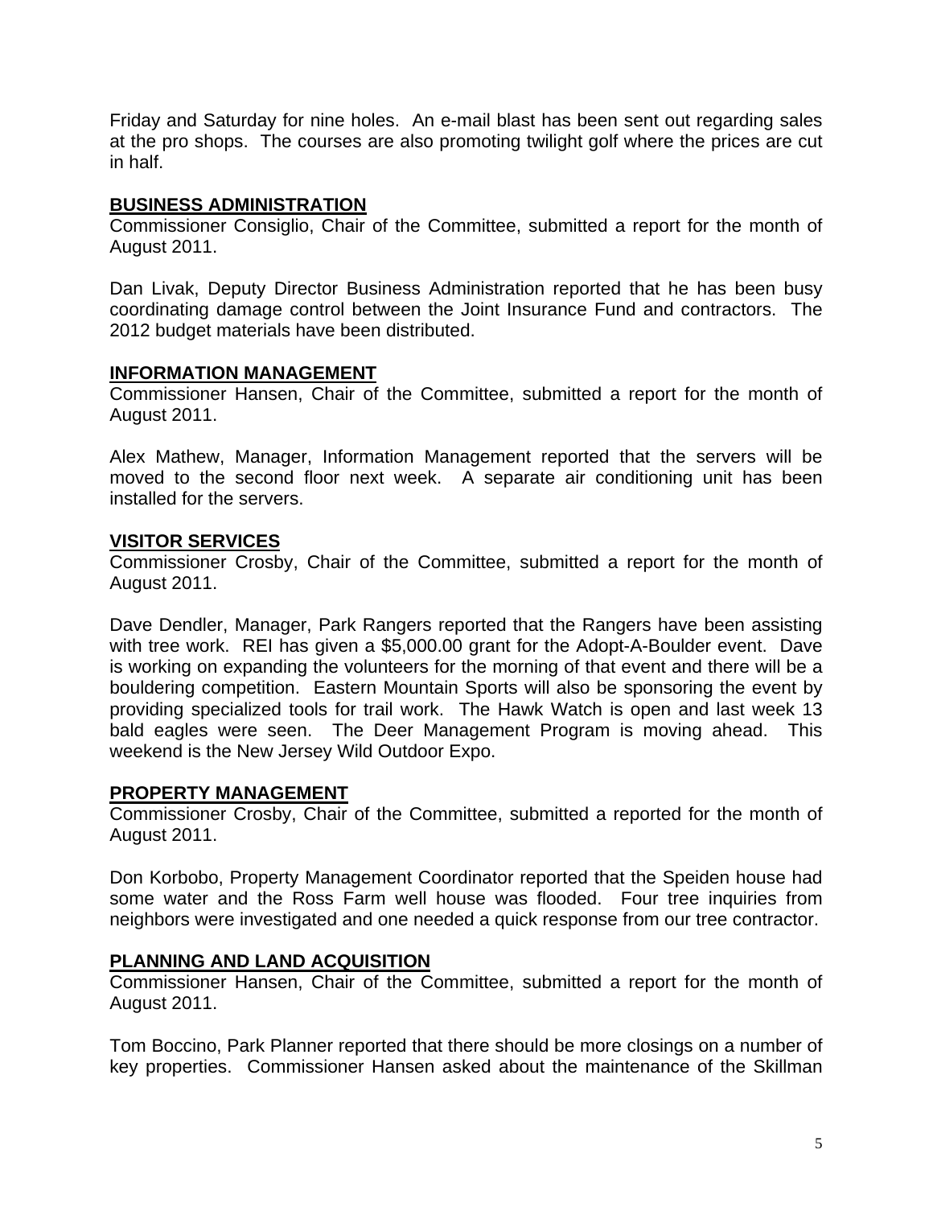Friday and Saturday for nine holes. An e-mail blast has been sent out regarding sales at the pro shops. The courses are also promoting twilight golf where the prices are cut in half.

## BUSINESS ADMINISTRATION

Commissioner Consiglio, Chair of the Committee, submitted a report for the month of August 2011.

Dan Livak, Deputy Director Business Administration reported that he has been busy coordinating damage control between the Joint Insurance Fund and contractors. The 2012 budget materials have been distributed.

## INFORMATION MANAGEMENT

Commissioner Hansen, Chair of the Committee, submitted a report for the month of August 2011.

Alex Mathew, Manager, Information Management reported that the servers will be moved to the second floor next week. A separate air conditioning unit has been installed for the servers.

## VISITOR SERVICES

Commissioner Crosby, Chair of the Committee, submitted a report for the month of August 2011.

Dave Dendler, Manager, Park Rangers reported that the Rangers have been assisting with tree work. REI has given a $5,000.00 grant for the Adopt-A-Boulder event. Dave is working on expanding the volunteers for the morning of that event and there will be a bouldering competition. Eastern Mountain Sports will also be sponsoring the event by providing specialized tools for trail work. The Hawk Watch is open and last week 13 bald eagles were seen. The Deer Management Program is moving ahead. This weekend is the New Jersey Wild Outdoor Expo.

## PROPERTY MANAGEMENT

Commissioner Crosby, Chair of the Committee, submitted a reported for the month of August 2011.

Don Korbobo, Property Management Coordinator reported that the Speiden house had some water and the Ross Farm well house was flooded. Four tree inquiries from neighbors were investigated and one needed a quick response from our tree contractor.

## PLANNING AND LAND ACQUISITION

Commissioner Hansen, Chair of the Committee, submitted a report for the month of August 2011.

Tom Boccino, Park Planner reported that there should be more closings on a number of key properties. Commissioner Hansen asked about the maintenance of the Skillman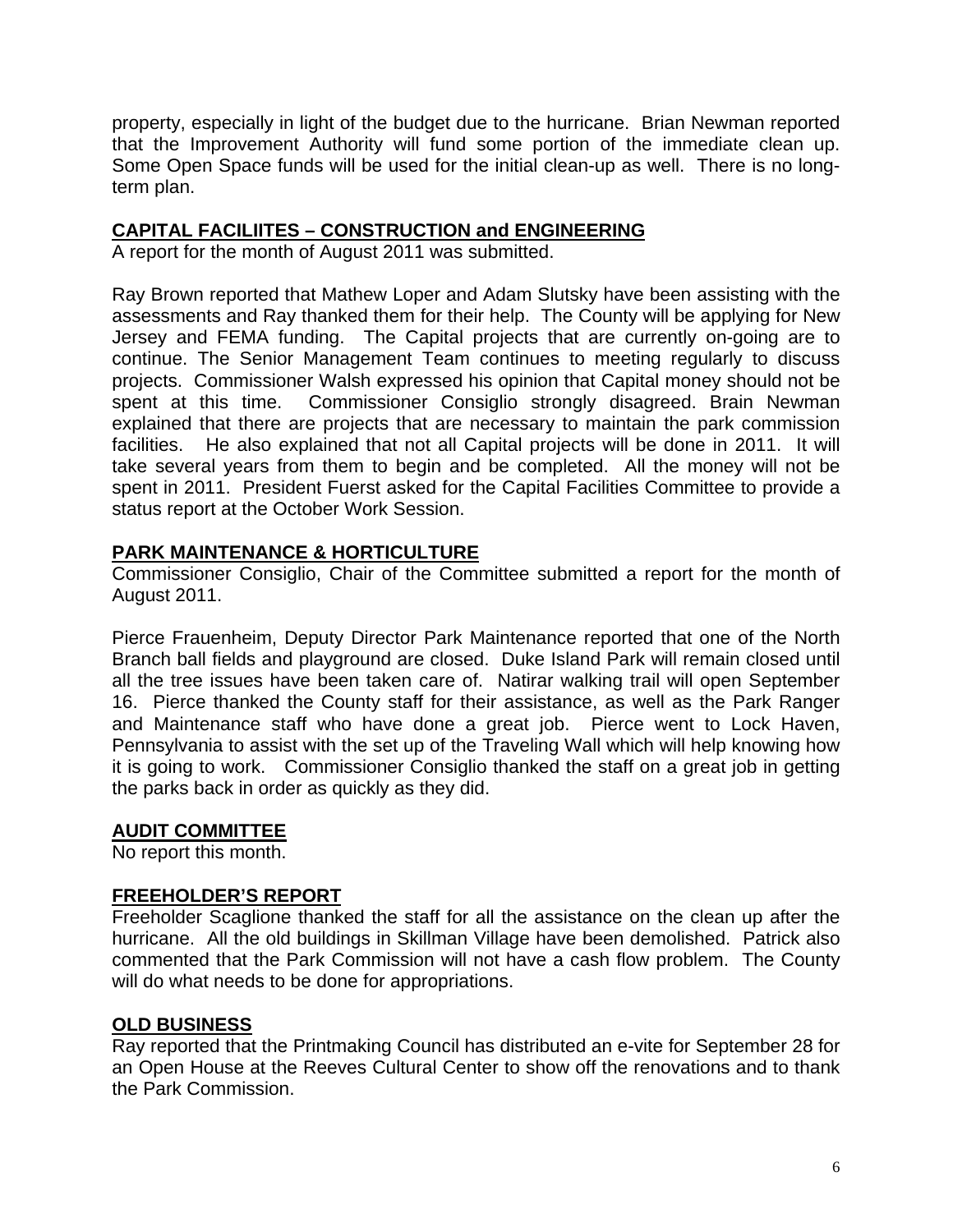property, especially in light of the budget due to the hurricane. Brian Newman reported that the Improvement Authority will fund some portion of the immediate clean up. Some Open Space funds will be used for the initial clean-up as well. There is no long-term plan.

## CAPITAL FACILIITES – CONSTRUCTION and ENGINEERING

A report for the month of August 2011 was submitted.

Ray Brown reported that Mathew Loper and Adam Slutsky have been assisting with the assessments and Ray thanked them for their help. The County will be applying for New Jersey and FEMA funding. The Capital projects that are currently on-going are to continue. The Senior Management Team continues to meeting regularly to discuss projects. Commissioner Walsh expressed his opinion that Capital money should not be spent at this time. Commissioner Consiglio strongly disagreed. Brain Newman explained that there are projects that are necessary to maintain the park commission facilities. He also explained that not all Capital projects will be done in 2011. It will take several years from them to begin and be completed. All the money will not be spent in 2011. President Fuerst asked for the Capital Facilities Committee to provide a status report at the October Work Session.

## PARK MAINTENANCE & HORTICULTURE

Commissioner Consiglio, Chair of the Committee submitted a report for the month of August 2011.

Pierce Frauenheim, Deputy Director Park Maintenance reported that one of the North Branch ball fields and playground are closed. Duke Island Park will remain closed until all the tree issues have been taken care of. Natirar walking trail will open September 16. Pierce thanked the County staff for their assistance, as well as the Park Ranger and Maintenance staff who have done a great job. Pierce went to Lock Haven, Pennsylvania to assist with the set up of the Traveling Wall which will help knowing how it is going to work. Commissioner Consiglio thanked the staff on a great job in getting the parks back in order as quickly as they did.

## AUDIT COMMITTEE

No report this month.

## FREEHOLDER'S REPORT

Freeholder Scaglione thanked the staff for all the assistance on the clean up after the hurricane. All the old buildings in Skillman Village have been demolished. Patrick also commented that the Park Commission will not have a cash flow problem. The County will do what needs to be done for appropriations.

## OLD BUSINESS

Ray reported that the Printmaking Council has distributed an e-vite for September 28 for an Open House at the Reeves Cultural Center to show off the renovations and to thank the Park Commission.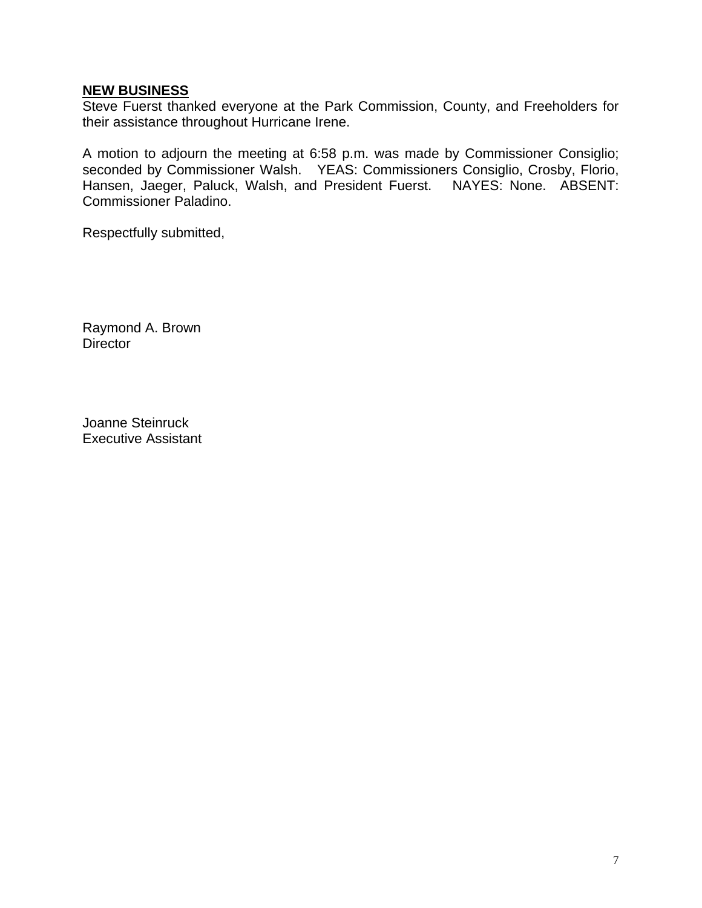## NEW BUSINESS

Steve Fuerst thanked everyone at the Park Commission, County, and Freeholders for their assistance throughout Hurricane Irene.

A motion to adjourn the meeting at 6:58 p.m. was made by Commissioner Consiglio; seconded by Commissioner Walsh. YEAS: Commissioners Consiglio, Crosby, Florio, Hansen, Jaeger, Paluck, Walsh, and President Fuerst. NAYES: None. ABSENT: Commissioner Paladino.

Respectfully submitted,

Raymond A. Brown
Director

Joanne Steinruck
Executive Assistant